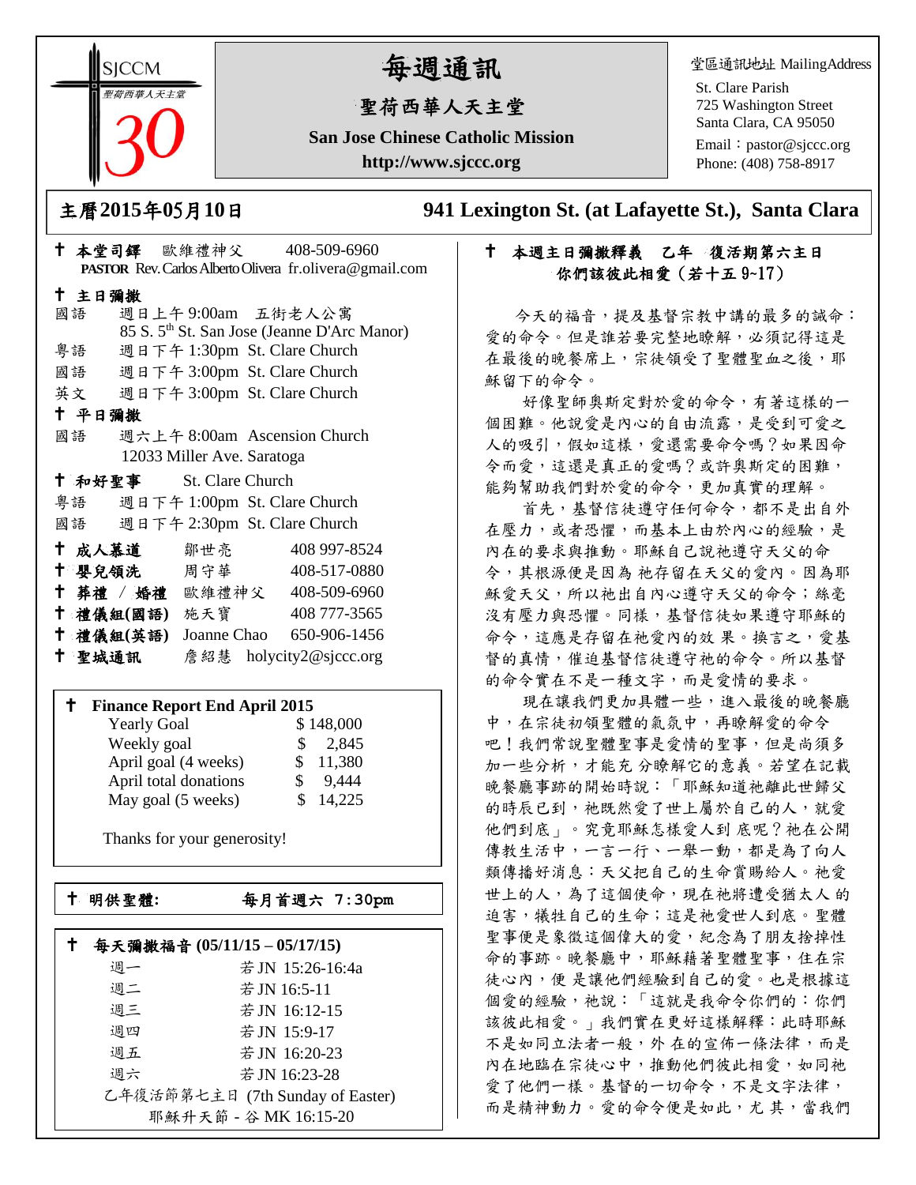SJCCM 聖荷西華人天主堂 30

# 每週通訊

## 聖荷西華人天主堂

**San Jose Chinese Catholic Mission**

**http://www.sjccc.org**

堂區通訊地址 MailingAddress

St. Clare Parish
725 Washington Street
Santa Clara, CA 95050
Email：pastor@sjccc.org
Phone: (408) 758-8917

**主曆2015年05月10日**　　**941 Lexington St. (at Lafayette St.), Santa Clara**

✝ **本堂司鐸** 歐維禮神父 408-509-6960
**PASTOR** Rev. Carlos Alberto Olivera fr.olivera@gmail.com

✝ **主日彌撒**

國語 週日上午 9:00am 五街老人公寓
85 S. 5th St. San Jose (Jeanne D'Arc Manor)

粵語 週日下午 1:30pm St. Clare Church

國語 週日下午 3:00pm St. Clare Church

英文 週日下午 3:00pm St. Clare Church

✝ **平日彌撒**

國語 週六上午 8:00am Ascension Church
12033 Miller Ave. Saratoga

✝ **和好聖事** St. Clare Church

粵語 週日下午 1:00pm St. Clare Church

國語 週日下午 2:30pm St. Clare Church

| | | |
|---|---|---|
| ✝ **成人慕道** | 鄒世亮 | 408 997-8524 |
| ✝ **嬰兒領洗** | 周守華 | 408-517-0880 |
| ✝ **葬禮 / 婚禮** | 歐維禮神父 | 408-509-6960 |
| ✝ **禮儀組(國語)** | 施天寶 | 408 777-3565 |
| ✝ **禮儀組(英語)** | Joanne Chao | 650-906-1456 |
| ✝ **聖城通訊** | 詹紹慧 | holycity2@sjccc.org |

✝ **Finance Report End April 2015**

| | |
|---|---|
| Yearly Goal | $ 148,000 |
| Weekly goal | $ 2,845 |
| April goal (4 weeks) | $ 11,380 |
| April total donations | $ 9,444 |
| May goal (5 weeks) | $ 14,225 |

Thanks for your generosity!

✝ **明供聖體:** **每月首週六 7:30pm**

✝ **每天彌撒福音 (05/11/15 – 05/17/15)**

| | |
|---|---|
| 週一 | 若 JN 15:26-16:4a |
| 週二 | 若 JN 16:5-11 |
| 週三 | 若 JN 16:12-15 |
| 週四 | 若 JN 15:9-17 |
| 週五 | 若 JN 16:20-23 |
| 週六 | 若 JN 16:23-28 |

乙年復活節第七主日 (7th Sunday of Easter)
耶穌升天節 - 谷 MK 16:15-20

✝ **本週主日彌撒釋義 乙年 復活期第六主日**
**你們該彼此相愛（若十五 9~17）**

今天的福音，提及基督宗教中講的最多的誡命：愛的命令。但是誰若要完整地瞭解，必須記得這是在最後的晚餐席上，宗徒領受了聖體聖血之後，耶穌留下的命令。

好像聖師奧斯定對於愛的命令，有著這樣的一個困難。他說愛是內心的自由流露，是受到可愛之人的吸引，假如這樣，愛還需要命令嗎？如果因命令而愛，這還是真正的愛嗎？或許奧斯定的困難，能夠幫助我們對於愛的命令，更加真實的理解。

首先，基督信徒遵守任何命令，都不是出自外在壓力，或者恐懼，而基本上由於內心的經驗，是內在的要求與推動。耶穌自己說祂遵守天父的命令，其根源便是因為 祂存留在天父的愛內。因為耶穌愛天父，所以祂出自內心遵守天父的命令；絲毫沒有壓力與恐懼。同樣，基督信徒如果遵守耶穌的命令，這應是存留在祂愛內的效 果。換言之，愛基督的真情，催迫基督信徒遵守祂的命令。所以基督的命令實在不是一種文字，而是愛情的要求。

現在讓我們更加具體一些，進入最後的晚餐廳中，在宗徒初領聖體的氣氛中，再瞭解愛的命令吧！我們常說聖體聖事是愛情的聖事，但是尚須多加一些分析，才能充 分瞭解它的意義。若望在記載晚餐廳事跡的開始時說：「耶穌知道祂離此世歸父的時辰已到，祂既然愛了世上屬於自己的人，就愛他們到底」。究竟耶穌怎樣愛人到 底呢？祂在公開傳教生活中，一言一行、一舉一動，都是為了向人類傳播好消息：天父把自己的生命賞賜給人。祂愛世上的人，為了這個使命，現在祂將遭受猶太人 的迫害，犧牲自己的生命；這是祂愛世人到底。聖體聖事便是象徵這個偉大的愛，紀念為了朋友捨掉性命的事跡。晚餐廳中，耶穌藉著聖體聖事，住在宗徒心內，便 是讓他們經驗到自己的愛。也是根據這個愛的經驗，祂說：「這就是我命令你們的：你們該彼此相愛。」我們實在更好這樣解釋：此時耶穌不是如同立法者一般，外 在的宣佈一條法律，而是內在地臨在宗徒心中，推動他們彼此相愛，如同祂愛了他們一樣。基督的一切命令，不是文字法律，而是精神動力。愛的命令便是如此，尤 其，當我們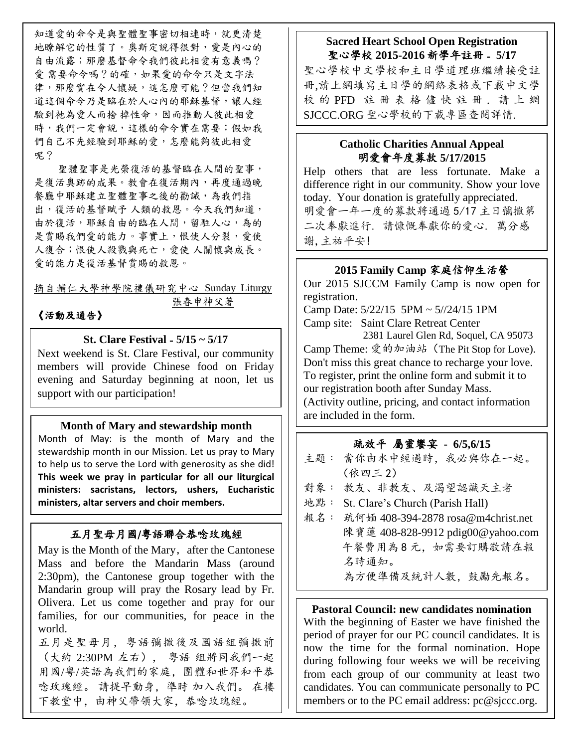知道愛的命令是與聖體聖事密切相連時，就更清楚地瞭解它的性質了。奧斯定說得很對，愛是內心的自由流露；那麼基督命令我們彼此相愛有意義嗎？愛 需要命令嗎？的確，如果愛的命令只是文字法律，那麼實在令人懷疑，這怎麼可能？但當我們知道這個命令乃是臨在於人心內的耶穌基督，讓人經驗到祂為愛人而捨 掉性命，因而推動人彼此相愛時，我們一定會說，這樣的命令實在需要；假如我們自己不先經驗到耶穌的愛，怎麼能夠彼此相愛呢？

聖體聖事是光榮復活的基督臨在人間的聖事，是復活奧跡的成果。教會在復活期內，再度通過晚餐廳中耶穌建立聖體聖事之後的勸誡，為我們指出，復活的基督賦予 人類的救恩。今天我們知道，由於復活，耶穌自由的臨在人間，留駐人心，為的是賞賜我們愛的能力。事實上，恨使人分裂，愛使人復合；恨使人殺戮與死亡，愛使 人關懷與成長。愛的能力是復活基督賞賜的救恩。

摘自輔仁大學神學院禮儀研究中心 Sunday Liturgy 張春申神父著

《活動及通告》

**St. Clare Festival - 5/15 ~ 5/17**

Next weekend is St. Clare Festival, our community members will provide Chinese food on Friday evening and Saturday beginning at noon, let us support with our participation!

**Month of Mary and stewardship month**

Month of May: is the month of Mary and the stewardship month in our Mission. Let us pray to Mary to help us to serve the Lord with generosity as she did! **This week we pray in particular for all our liturgical ministers: sacristans, lectors, ushers, Eucharistic ministers, altar servers and choir members.**

**五月聖母月國/粵語聯合恭唸玫瑰經**

May is the Month of the Mary，after the Cantonese Mass and before the Mandarin Mass (around 2:30pm), the Cantonese group together with the Mandarin group will pray the Rosary lead by Fr. Olivera. Let us come together and pray for our families, for our communities, for peace in the world.

五月是聖母月，粵語彌撒後及國語組彌撒前（大約 2:30PM 左右）， 粵語 組將同我們一起用國/粵/英語為我們的家庭，團體和世界和平恭唸玫瑰經。 請提早動身，準時 加入我們。 在樓下教堂中，由神父帶領大家，恭唸玫瑰經。

**Sacred Heart School Open Registration**
**聖心學校 2015-2016 新學年註冊 - 5/17**

聖心學校中文學校和主日學道理班繼續接受註冊,請上網填寫主日學的網絡表格或下載中文學校的 PFD 註冊表格儘快註冊. 請上網 SJCCC.ORG 聖心學校的下載專區查閱詳情.

**Catholic Charities Annual Appeal**
**明愛會年度募款 5/17/2015**

Help others that are less fortunate. Make a difference right in our community. Show your love today. Your donation is gratefully appreciated.
明愛會一年一度的募款將通過 5/17 主日彌撒第二次奉獻進行. 請慷慨奉獻你的愛心. 萬分感謝, 主祐平安!

**2015 Family Camp 家庭信仰生活營**

Our 2015 SJCCM Family Camp is now open for registration.
Camp Date: 5/22/15 5PM ~ 5//24/15 1PM
Camp site: Saint Clare Retreat Center
2381 Laurel Glen Rd, Soquel, CA 95073
Camp Theme: 愛的加油站（The Pit Stop for Love).
Don't miss this great chance to recharge your love.
To register, print the online form and submit it to our registration booth after Sunday Mass.
(Activity outline, pricing, and contact information are included in the form.

**疏效平 屬靈饗宴 - 6/5,6/15**

主題： 當你由水中經過時，我必與你在一起。（依四三 2）
對象： 教友、非教友、及渴望認識天主者
地點： St. Clare's Church (Parish Hall)
報名： 疏何婳 408-394-2878 rosa@m4christ.net
陳寶蓮 408-828-9912 pdig00@yahoo.com
午餐費用為 8 元，如需要訂購敬請在報名時通知。
為方便準備及統計人數，鼓勵先報名。

**Pastoral Council: new candidates nomination**

With the beginning of Easter we have finished the period of prayer for our PC council candidates. It is now the time for the formal nomination. Hope during following four weeks we will be receiving from each group of our community at least two candidates. You can communicate personally to PC members or to the PC email address: pc@sjccc.org.